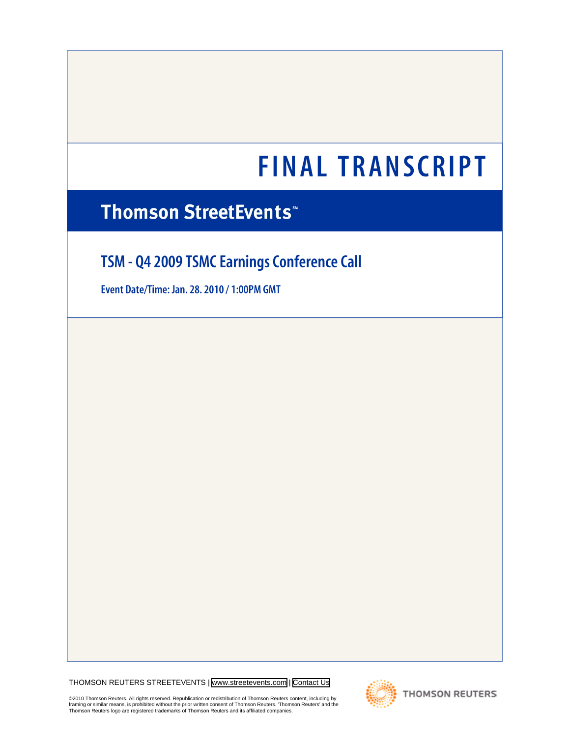# FINAL TRANSCRIPT

## Thomson StreetEvents℠

## TSM - Q4 2009 TSMC Earnings Conference Call

**Event Date/Time: Jan. 28. 2010 / 1:00PM GMT**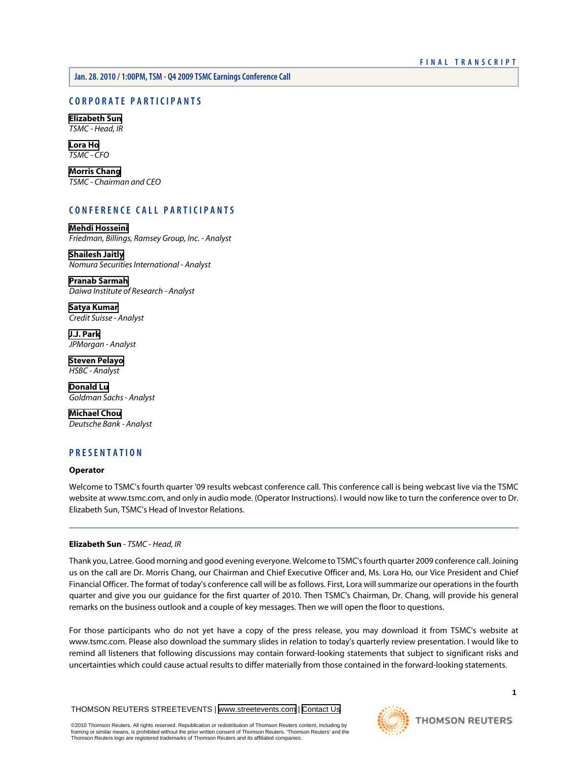## CORPORATE PARTICIPANTS

**Elizabeth Sun**
*TSMC - Head, IR*

**Lora Ho**
*TSMC - CFO*

**Morris Chang**
*TSMC - Chairman and CEO*

## CONFERENCE CALL PARTICIPANTS

**Mehdi Hosseini**
*Friedman, Billings, Ramsey Group, Inc. - Analyst*

**Shailesh Jaitly**
*Nomura Securities International - Analyst*

**Pranab Sarmah**
*Daiwa Institute of Research - Analyst*

**Satya Kumar**
*Credit Suisse - Analyst*

**J.J. Park**
*JPMorgan - Analyst*

**Steven Pelayo**
*HSBC - Analyst*

**Donald Lu**
*Goldman Sachs - Analyst*

**Michael Chou**
*Deutsche Bank - Analyst*

## PRESENTATION

**Operator**

Welcome to TSMC's fourth quarter '09 results webcast conference call. This conference call is being webcast live via the TSMC website at www.tsmc.com, and only in audio mode. (Operator Instructions). I would now like to turn the conference over to Dr. Elizabeth Sun, TSMC's Head of Investor Relations.

---

**Elizabeth Sun** - *TSMC - Head, IR*

Thank you, Latree. Good morning and good evening everyone. Welcome to TSMC's fourth quarter 2009 conference call. Joining us on the call are Dr. Morris Chang, our Chairman and Chief Executive Officer and, Ms. Lora Ho, our Vice President and Chief Financial Officer. The format of today's conference call will be as follows. First, Lora will summarize our operations in the fourth quarter and give you our guidance for the first quarter of 2010. Then TSMC's Chairman, Dr. Chang, will provide his general remarks on the business outlook and a couple of key messages. Then we will open the floor to questions.

For those participants who do not yet have a copy of the press release, you may download it from TSMC's website at www.tsmc.com. Please also download the summary slides in relation to today's quarterly review presentation. I would like to remind all listeners that following discussions may contain forward-looking statements that subject to significant risks and uncertainties which could cause actual results to differ materially from those contained in the forward-looking statements.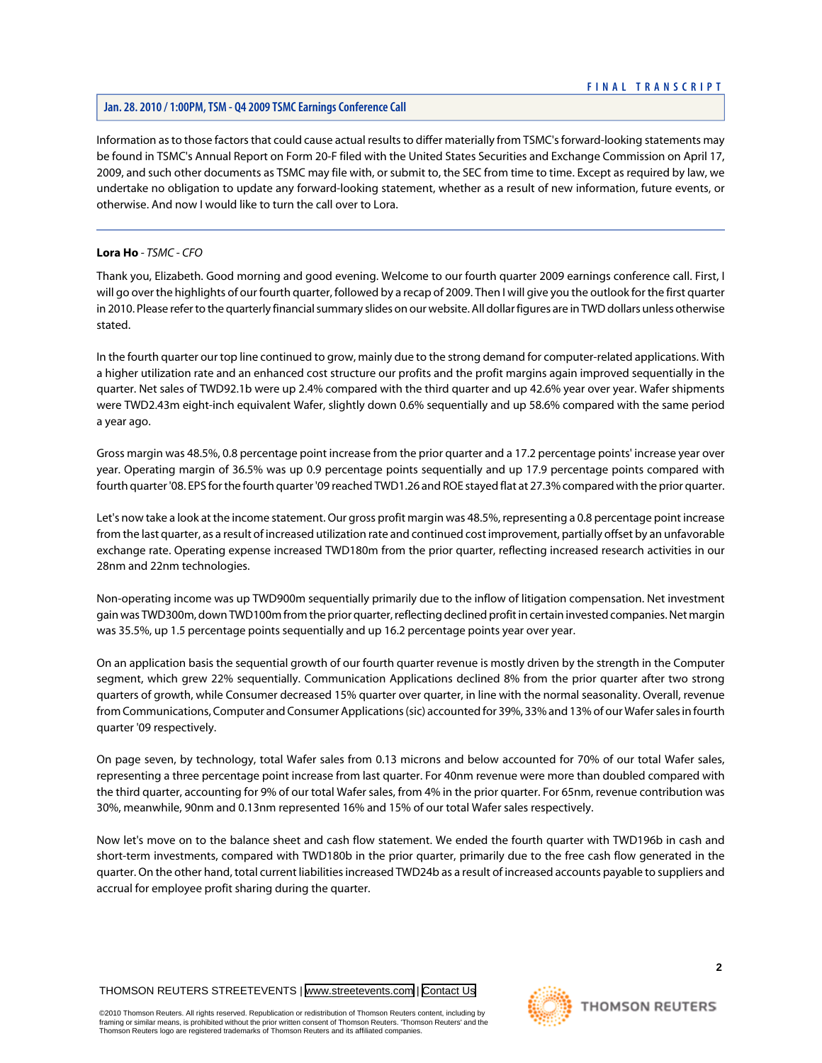Information as to those factors that could cause actual results to differ materially from TSMC's forward-looking statements may be found in TSMC's Annual Report on Form 20-F filed with the United States Securities and Exchange Commission on April 17, 2009, and such other documents as TSMC may file with, or submit to, the SEC from time to time. Except as required by law, we undertake no obligation to update any forward-looking statement, whether as a result of new information, future events, or otherwise. And now I would like to turn the call over to Lora.

---

**Lora Ho** - *TSMC - CFO*

Thank you, Elizabeth. Good morning and good evening. Welcome to our fourth quarter 2009 earnings conference call. First, I will go over the highlights of our fourth quarter, followed by a recap of 2009. Then I will give you the outlook for the first quarter in 2010. Please refer to the quarterly financial summary slides on our website. All dollar figures are in TWD dollars unless otherwise stated.

In the fourth quarter our top line continued to grow, mainly due to the strong demand for computer-related applications. With a higher utilization rate and an enhanced cost structure our profits and the profit margins again improved sequentially in the quarter. Net sales of TWD92.1b were up 2.4% compared with the third quarter and up 42.6% year over year. Wafer shipments were TWD2.43m eight-inch equivalent Wafer, slightly down 0.6% sequentially and up 58.6% compared with the same period a year ago.

Gross margin was 48.5%, 0.8 percentage point increase from the prior quarter and a 17.2 percentage points' increase year over year. Operating margin of 36.5% was up 0.9 percentage points sequentially and up 17.9 percentage points compared with fourth quarter '08. EPS for the fourth quarter '09 reached TWD1.26 and ROE stayed flat at 27.3% compared with the prior quarter.

Let's now take a look at the income statement. Our gross profit margin was 48.5%, representing a 0.8 percentage point increase from the last quarter, as a result of increased utilization rate and continued cost improvement, partially offset by an unfavorable exchange rate. Operating expense increased TWD180m from the prior quarter, reflecting increased research activities in our 28nm and 22nm technologies.

Non-operating income was up TWD900m sequentially primarily due to the inflow of litigation compensation. Net investment gain was TWD300m, down TWD100m from the prior quarter, reflecting declined profit in certain invested companies. Net margin was 35.5%, up 1.5 percentage points sequentially and up 16.2 percentage points year over year.

On an application basis the sequential growth of our fourth quarter revenue is mostly driven by the strength in the Computer segment, which grew 22% sequentially. Communication Applications declined 8% from the prior quarter after two strong quarters of growth, while Consumer decreased 15% quarter over quarter, in line with the normal seasonality. Overall, revenue from Communications, Computer and Consumer Applications (sic) accounted for 39%, 33% and 13% of our Wafer sales in fourth quarter '09 respectively.

On page seven, by technology, total Wafer sales from 0.13 microns and below accounted for 70% of our total Wafer sales, representing a three percentage point increase from last quarter. For 40nm revenue were more than doubled compared with the third quarter, accounting for 9% of our total Wafer sales, from 4% in the prior quarter. For 65nm, revenue contribution was 30%, meanwhile, 90nm and 0.13nm represented 16% and 15% of our total Wafer sales respectively.

Now let's move on to the balance sheet and cash flow statement. We ended the fourth quarter with TWD196b in cash and short-term investments, compared with TWD180b in the prior quarter, primarily due to the free cash flow generated in the quarter. On the other hand, total current liabilities increased TWD24b as a result of increased accounts payable to suppliers and accrual for employee profit sharing during the quarter.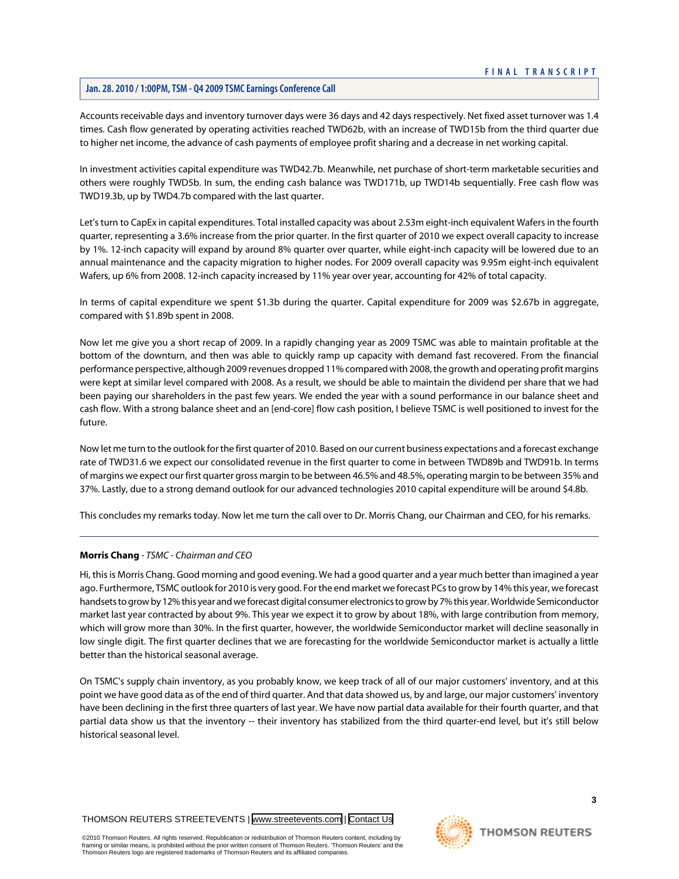Accounts receivable days and inventory turnover days were 36 days and 42 days respectively. Net fixed asset turnover was 1.4 times. Cash flow generated by operating activities reached TWD62b, with an increase of TWD15b from the third quarter due to higher net income, the advance of cash payments of employee profit sharing and a decrease in net working capital.

In investment activities capital expenditure was TWD42.7b. Meanwhile, net purchase of short-term marketable securities and others were roughly TWD5b. In sum, the ending cash balance was TWD171b, up TWD14b sequentially. Free cash flow was TWD19.3b, up by TWD4.7b compared with the last quarter.

Let's turn to CapEx in capital expenditures. Total installed capacity was about 2.53m eight-inch equivalent Wafers in the fourth quarter, representing a 3.6% increase from the prior quarter. In the first quarter of 2010 we expect overall capacity to increase by 1%. 12-inch capacity will expand by around 8% quarter over quarter, while eight-inch capacity will be lowered due to an annual maintenance and the capacity migration to higher nodes. For 2009 overall capacity was 9.95m eight-inch equivalent Wafers, up 6% from 2008. 12-inch capacity increased by 11% year over year, accounting for 42% of total capacity.

In terms of capital expenditure we spent $1.3b during the quarter. Capital expenditure for 2009 was $2.67b in aggregate, compared with $1.89b spent in 2008.

Now let me give you a short recap of 2009. In a rapidly changing year as 2009 TSMC was able to maintain profitable at the bottom of the downturn, and then was able to quickly ramp up capacity with demand fast recovered. From the financial performance perspective, although 2009 revenues dropped 11% compared with 2008, the growth and operating profit margins were kept at similar level compared with 2008. As a result, we should be able to maintain the dividend per share that we had been paying our shareholders in the past few years. We ended the year with a sound performance in our balance sheet and cash flow. With a strong balance sheet and an [end-core] flow cash position, I believe TSMC is well positioned to invest for the future.

Now let me turn to the outlook for the first quarter of 2010. Based on our current business expectations and a forecast exchange rate of TWD31.6 we expect our consolidated revenue in the first quarter to come in between TWD89b and TWD91b. In terms of margins we expect our first quarter gross margin to be between 46.5% and 48.5%, operating margin to be between 35% and 37%. Lastly, due to a strong demand outlook for our advanced technologies 2010 capital expenditure will be around $4.8b.

This concludes my remarks today. Now let me turn the call over to Dr. Morris Chang, our Chairman and CEO, for his remarks.

---

**Morris Chang** - *TSMC - Chairman and CEO*

Hi, this is Morris Chang. Good morning and good evening. We had a good quarter and a year much better than imagined a year ago. Furthermore, TSMC outlook for 2010 is very good. For the end market we forecast PCs to grow by 14% this year, we forecast handsets to grow by 12% this year and we forecast digital consumer electronics to grow by 7% this year. Worldwide Semiconductor market last year contracted by about 9%. This year we expect it to grow by about 18%, with large contribution from memory, which will grow more than 30%. In the first quarter, however, the worldwide Semiconductor market will decline seasonally in low single digit. The first quarter declines that we are forecasting for the worldwide Semiconductor market is actually a little better than the historical seasonal average.

On TSMC's supply chain inventory, as you probably know, we keep track of all of our major customers' inventory, and at this point we have good data as of the end of third quarter. And that data showed us, by and large, our major customers' inventory have been declining in the first three quarters of last year. We have now partial data available for their fourth quarter, and that partial data show us that the inventory -- their inventory has stabilized from the third quarter-end level, but it's still below historical seasonal level.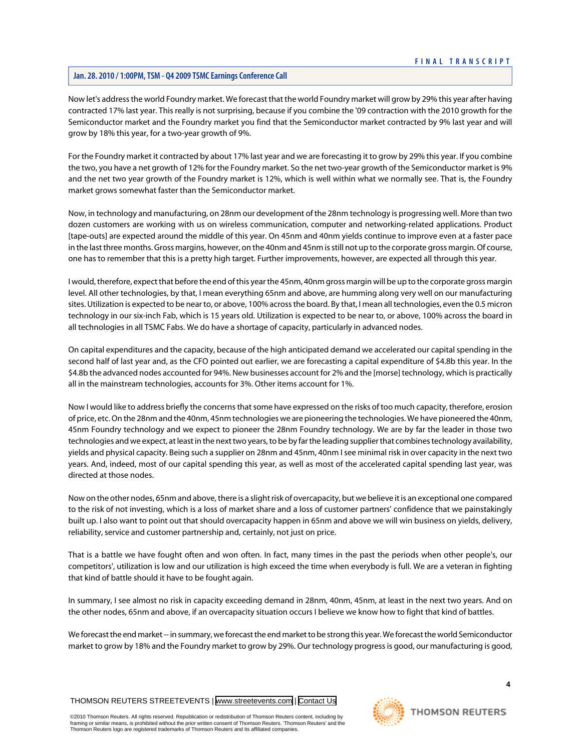Now let's address the world Foundry market. We forecast that the world Foundry market will grow by 29% this year after having contracted 17% last year. This really is not surprising, because if you combine the '09 contraction with the 2010 growth for the Semiconductor market and the Foundry market you find that the Semiconductor market contracted by 9% last year and will grow by 18% this year, for a two-year growth of 9%.

For the Foundry market it contracted by about 17% last year and we are forecasting it to grow by 29% this year. If you combine the two, you have a net growth of 12% for the Foundry market. So the net two-year growth of the Semiconductor market is 9% and the net two year growth of the Foundry market is 12%, which is well within what we normally see. That is, the Foundry market grows somewhat faster than the Semiconductor market.

Now, in technology and manufacturing, on 28nm our development of the 28nm technology is progressing well. More than two dozen customers are working with us on wireless communication, computer and networking-related applications. Product [tape-outs] are expected around the middle of this year. On 45nm and 40nm yields continue to improve even at a faster pace in the last three months. Gross margins, however, on the 40nm and 45nm is still not up to the corporate gross margin. Of course, one has to remember that this is a pretty high target. Further improvements, however, are expected all through this year.

I would, therefore, expect that before the end of this year the 45nm, 40nm gross margin will be up to the corporate gross margin level. All other technologies, by that, I mean everything 65nm and above, are humming along very well on our manufacturing sites. Utilization is expected to be near to, or above, 100% across the board. By that, I mean all technologies, even the 0.5 micron technology in our six-inch Fab, which is 15 years old. Utilization is expected to be near to, or above, 100% across the board in all technologies in all TSMC Fabs. We do have a shortage of capacity, particularly in advanced nodes.

On capital expenditures and the capacity, because of the high anticipated demand we accelerated our capital spending in the second half of last year and, as the CFO pointed out earlier, we are forecasting a capital expenditure of $4.8b this year. In the $4.8b the advanced nodes accounted for 94%. New businesses account for 2% and the [morse] technology, which is practically all in the mainstream technologies, accounts for 3%. Other items account for 1%.

Now I would like to address briefly the concerns that some have expressed on the risks of too much capacity, therefore, erosion of price, etc. On the 28nm and the 40nm, 45nm technologies we are pioneering the technologies. We have pioneered the 40nm, 45nm Foundry technology and we expect to pioneer the 28nm Foundry technology. We are by far the leader in those two technologies and we expect, at least in the next two years, to be by far the leading supplier that combines technology availability, yields and physical capacity. Being such a supplier on 28nm and 45nm, 40nm I see minimal risk in over capacity in the next two years. And, indeed, most of our capital spending this year, as well as most of the accelerated capital spending last year, was directed at those nodes.

Now on the other nodes, 65nm and above, there is a slight risk of overcapacity, but we believe it is an exceptional one compared to the risk of not investing, which is a loss of market share and a loss of customer partners' confidence that we painstakingly built up. I also want to point out that should overcapacity happen in 65nm and above we will win business on yields, delivery, reliability, service and customer partnership and, certainly, not just on price.

That is a battle we have fought often and won often. In fact, many times in the past the periods when other people's, our competitors', utilization is low and our utilization is high exceed the time when everybody is full. We are a veteran in fighting that kind of battle should it have to be fought again.

In summary, I see almost no risk in capacity exceeding demand in 28nm, 40nm, 45nm, at least in the next two years. And on the other nodes, 65nm and above, if an overcapacity situation occurs I believe we know how to fight that kind of battles.

We forecast the end market -- in summary, we forecast the end market to be strong this year. We forecast the world Semiconductor market to grow by 18% and the Foundry market to grow by 29%. Our technology progress is good, our manufacturing is good,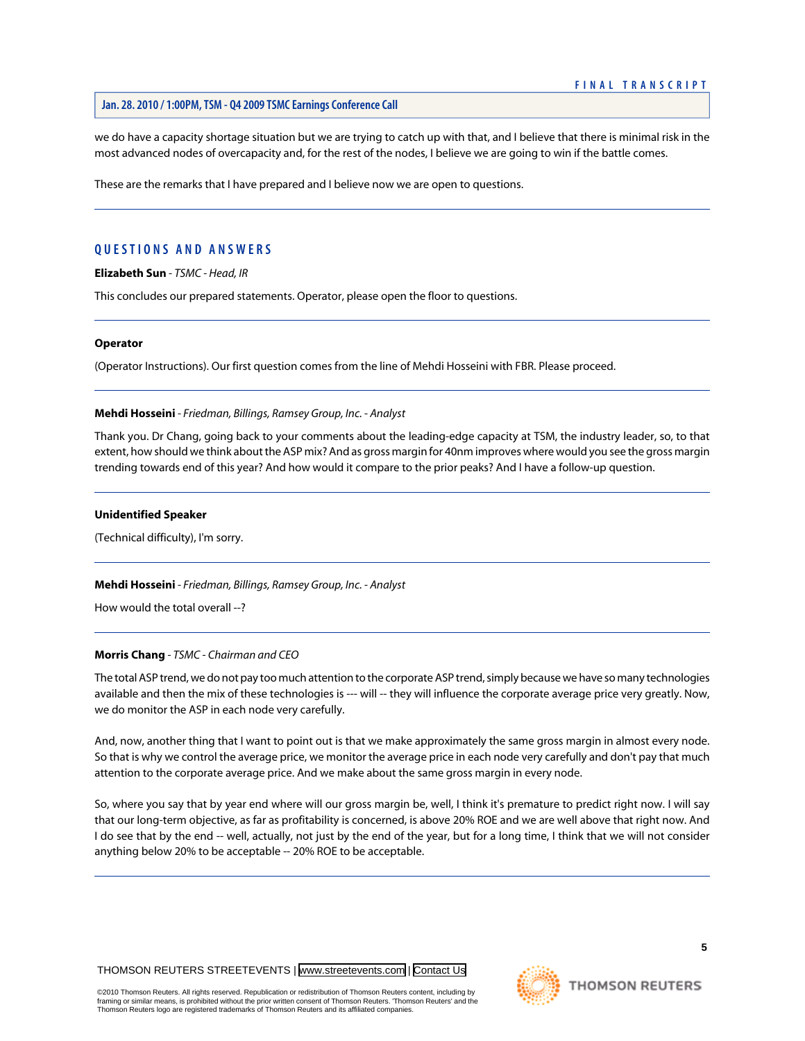we do have a capacity shortage situation but we are trying to catch up with that, and I believe that there is minimal risk in the most advanced nodes of overcapacity and, for the rest of the nodes, I believe we are going to win if the battle comes.

These are the remarks that I have prepared and I believe now we are open to questions.

---

## QUESTIONS AND ANSWERS

**Elizabeth Sun** - *TSMC - Head, IR*

This concludes our prepared statements. Operator, please open the floor to questions.

---

**Operator**

(Operator Instructions). Our first question comes from the line of Mehdi Hosseini with FBR. Please proceed.

---

**Mehdi Hosseini** - *Friedman, Billings, Ramsey Group, Inc. - Analyst*

Thank you. Dr Chang, going back to your comments about the leading-edge capacity at TSM, the industry leader, so, to that extent, how should we think about the ASP mix? And as gross margin for 40nm improves where would you see the gross margin trending towards end of this year? And how would it compare to the prior peaks? And I have a follow-up question.

---

**Unidentified Speaker**

(Technical difficulty), I'm sorry.

---

**Mehdi Hosseini** - *Friedman, Billings, Ramsey Group, Inc. - Analyst*

How would the total overall --?

---

**Morris Chang** - *TSMC - Chairman and CEO*

The total ASP trend, we do not pay too much attention to the corporate ASP trend, simply because we have so many technologies available and then the mix of these technologies is --- will -- they will influence the corporate average price very greatly. Now, we do monitor the ASP in each node very carefully.

And, now, another thing that I want to point out is that we make approximately the same gross margin in almost every node. So that is why we control the average price, we monitor the average price in each node very carefully and don't pay that much attention to the corporate average price. And we make about the same gross margin in every node.

So, where you say that by year end where will our gross margin be, well, I think it's premature to predict right now. I will say that our long-term objective, as far as profitability is concerned, is above 20% ROE and we are well above that right now. And I do see that by the end -- well, actually, not just by the end of the year, but for a long time, I think that we will not consider anything below 20% to be acceptable -- 20% ROE to be acceptable.

---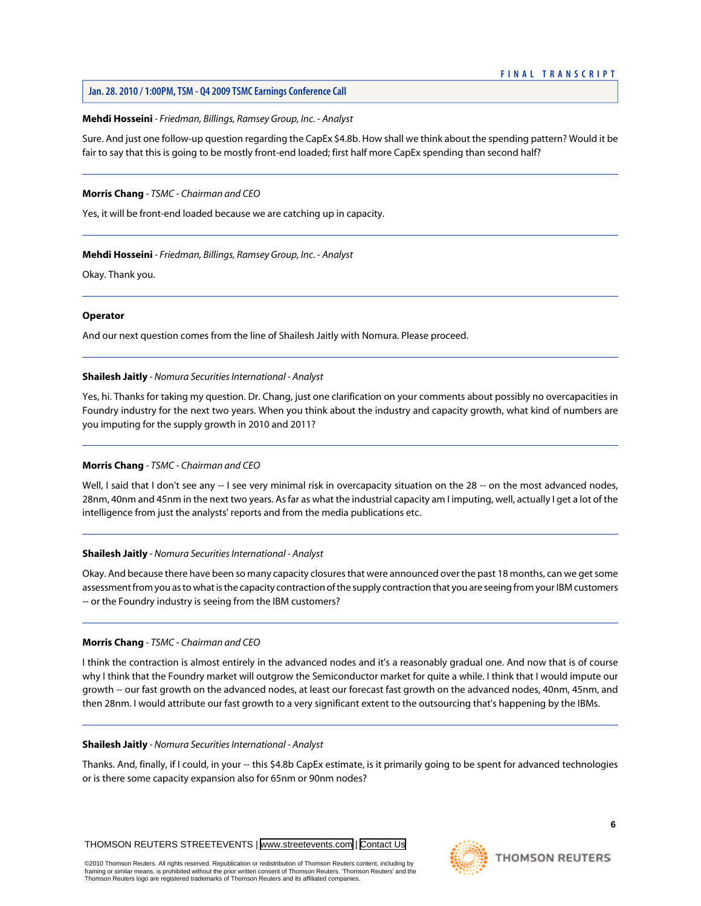**Mehdi Hosseini** - *Friedman, Billings, Ramsey Group, Inc. - Analyst*

Sure. And just one follow-up question regarding the CapEx $4.8b. How shall we think about the spending pattern? Would it be fair to say that this is going to be mostly front-end loaded; first half more CapEx spending than second half?

---

**Morris Chang** - *TSMC - Chairman and CEO*

Yes, it will be front-end loaded because we are catching up in capacity.

---

**Mehdi Hosseini** - *Friedman, Billings, Ramsey Group, Inc. - Analyst*

Okay. Thank you.

---

**Operator**

And our next question comes from the line of Shailesh Jaitly with Nomura. Please proceed.

---

**Shailesh Jaitly** - *Nomura Securities International - Analyst*

Yes, hi. Thanks for taking my question. Dr. Chang, just one clarification on your comments about possibly no overcapacities in Foundry industry for the next two years. When you think about the industry and capacity growth, what kind of numbers are you imputing for the supply growth in 2010 and 2011?

---

**Morris Chang** - *TSMC - Chairman and CEO*

Well, I said that I don't see any -- I see very minimal risk in overcapacity situation on the 28 -- on the most advanced nodes, 28nm, 40nm and 45nm in the next two years. As far as what the industrial capacity am I imputing, well, actually I get a lot of the intelligence from just the analysts' reports and from the media publications etc.

---

**Shailesh Jaitly** - *Nomura Securities International - Analyst*

Okay. And because there have been so many capacity closures that were announced over the past 18 months, can we get some assessment from you as to what is the capacity contraction of the supply contraction that you are seeing from your IBM customers -- or the Foundry industry is seeing from the IBM customers?

---

**Morris Chang** - *TSMC - Chairman and CEO*

I think the contraction is almost entirely in the advanced nodes and it's a reasonably gradual one. And now that is of course why I think that the Foundry market will outgrow the Semiconductor market for quite a while. I think that I would impute our growth -- our fast growth on the advanced nodes, at least our forecast fast growth on the advanced nodes, 40nm, 45nm, and then 28nm. I would attribute our fast growth to a very significant extent to the outsourcing that's happening by the IBMs.

---

**Shailesh Jaitly** - *Nomura Securities International - Analyst*

Thanks. And, finally, if I could, in your -- this $4.8b CapEx estimate, is it primarily going to be spent for advanced technologies or is there some capacity expansion also for 65nm or 90nm nodes?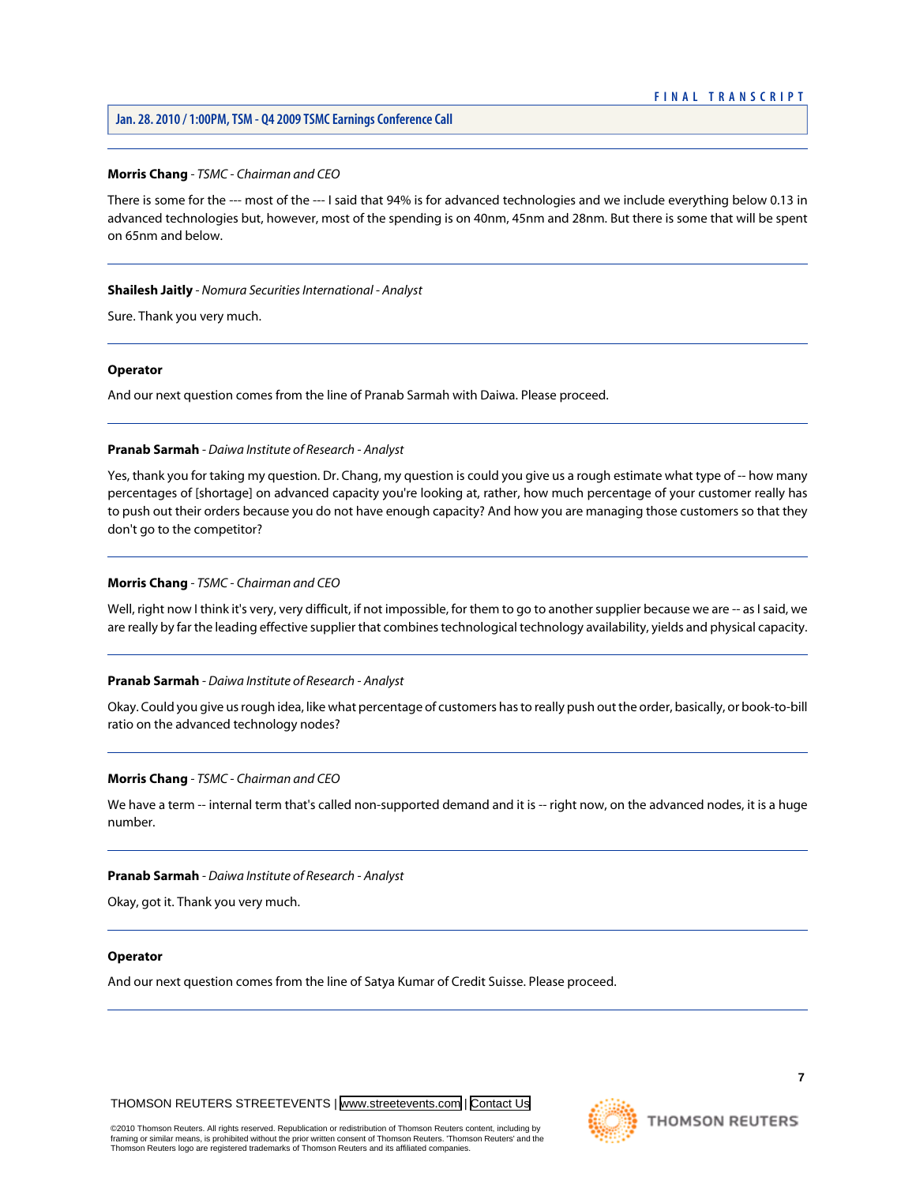**Morris Chang** - *TSMC - Chairman and CEO*

There is some for the --- most of the --- I said that 94% is for advanced technologies and we include everything below 0.13 in advanced technologies but, however, most of the spending is on 40nm, 45nm and 28nm. But there is some that will be spent on 65nm and below.

---

**Shailesh Jaitly** - *Nomura Securities International - Analyst*

Sure. Thank you very much.

---

**Operator**

And our next question comes from the line of Pranab Sarmah with Daiwa. Please proceed.

---

**Pranab Sarmah** - *Daiwa Institute of Research - Analyst*

Yes, thank you for taking my question. Dr. Chang, my question is could you give us a rough estimate what type of -- how many percentages of [shortage] on advanced capacity you're looking at, rather, how much percentage of your customer really has to push out their orders because you do not have enough capacity? And how you are managing those customers so that they don't go to the competitor?

---

**Morris Chang** - *TSMC - Chairman and CEO*

Well, right now I think it's very, very difficult, if not impossible, for them to go to another supplier because we are -- as I said, we are really by far the leading effective supplier that combines technological technology availability, yields and physical capacity.

---

**Pranab Sarmah** - *Daiwa Institute of Research - Analyst*

Okay. Could you give us rough idea, like what percentage of customers has to really push out the order, basically, or book-to-bill ratio on the advanced technology nodes?

---

**Morris Chang** - *TSMC - Chairman and CEO*

We have a term -- internal term that's called non-supported demand and it is -- right now, on the advanced nodes, it is a huge number.

---

**Pranab Sarmah** - *Daiwa Institute of Research - Analyst*

Okay, got it. Thank you very much.

---

**Operator**

And our next question comes from the line of Satya Kumar of Credit Suisse. Please proceed.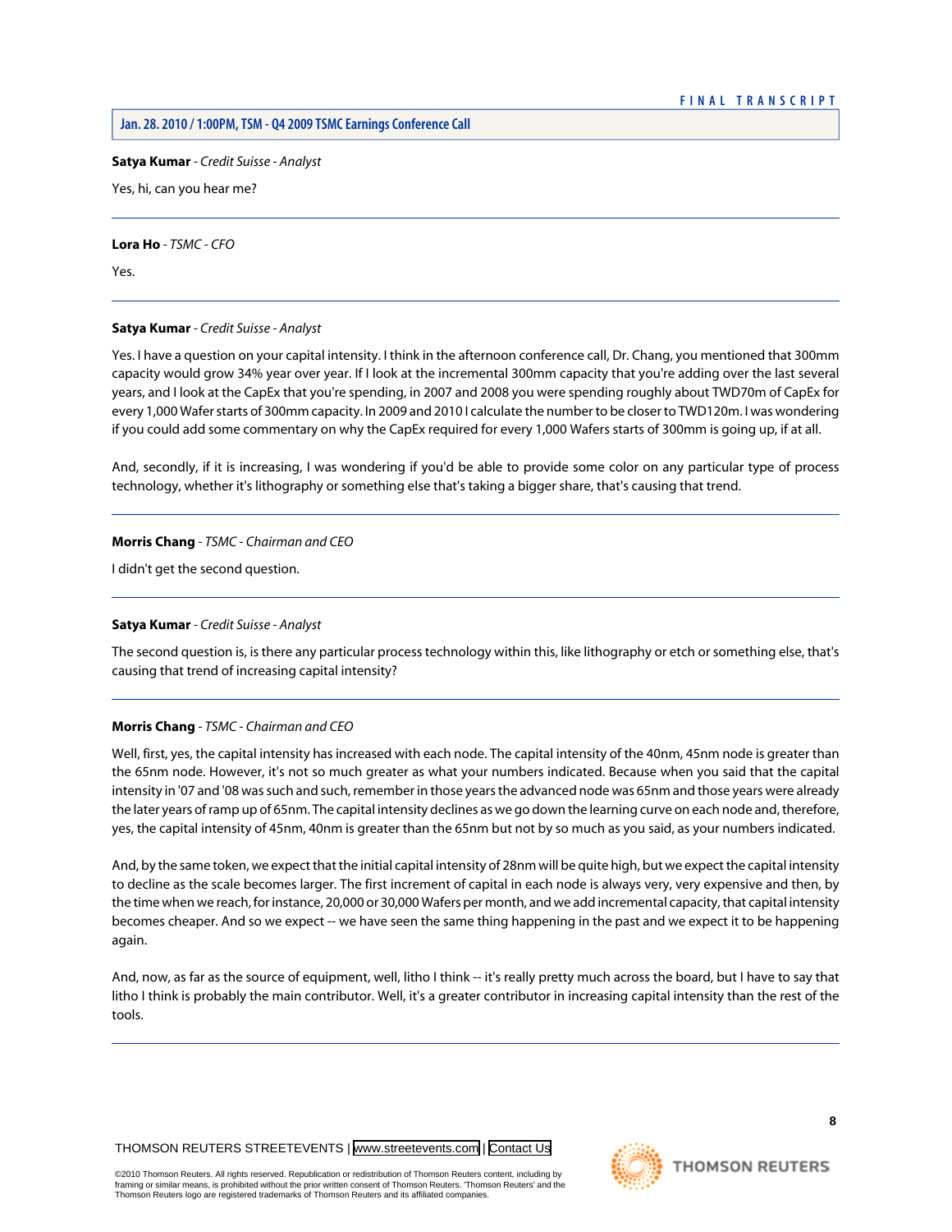**Satya Kumar** - *Credit Suisse - Analyst*

Yes, hi, can you hear me?

---

**Lora Ho** - *TSMC - CFO*

Yes.

---

**Satya Kumar** - *Credit Suisse - Analyst*

Yes. I have a question on your capital intensity. I think in the afternoon conference call, Dr. Chang, you mentioned that 300mm capacity would grow 34% year over year. If I look at the incremental 300mm capacity that you're adding over the last several years, and I look at the CapEx that you're spending, in 2007 and 2008 you were spending roughly about TWD70m of CapEx for every 1,000 Wafer starts of 300mm capacity. In 2009 and 2010 I calculate the number to be closer to TWD120m. I was wondering if you could add some commentary on why the CapEx required for every 1,000 Wafers starts of 300mm is going up, if at all.

And, secondly, if it is increasing, I was wondering if you'd be able to provide some color on any particular type of process technology, whether it's lithography or something else that's taking a bigger share, that's causing that trend.

---

**Morris Chang** - *TSMC - Chairman and CEO*

I didn't get the second question.

---

**Satya Kumar** - *Credit Suisse - Analyst*

The second question is, is there any particular process technology within this, like lithography or etch or something else, that's causing that trend of increasing capital intensity?

---

**Morris Chang** - *TSMC - Chairman and CEO*

Well, first, yes, the capital intensity has increased with each node. The capital intensity of the 40nm, 45nm node is greater than the 65nm node. However, it's not so much greater as what your numbers indicated. Because when you said that the capital intensity in '07 and '08 was such and such, remember in those years the advanced node was 65nm and those years were already the later years of ramp up of 65nm. The capital intensity declines as we go down the learning curve on each node and, therefore, yes, the capital intensity of 45nm, 40nm is greater than the 65nm but not by so much as you said, as your numbers indicated.

And, by the same token, we expect that the initial capital intensity of 28nm will be quite high, but we expect the capital intensity to decline as the scale becomes larger. The first increment of capital in each node is always very, very expensive and then, by the time when we reach, for instance, 20,000 or 30,000 Wafers per month, and we add incremental capacity, that capital intensity becomes cheaper. And so we expect -- we have seen the same thing happening in the past and we expect it to be happening again.

And, now, as far as the source of equipment, well, litho I think -- it's really pretty much across the board, but I have to say that litho I think is probably the main contributor. Well, it's a greater contributor in increasing capital intensity than the rest of the tools.

---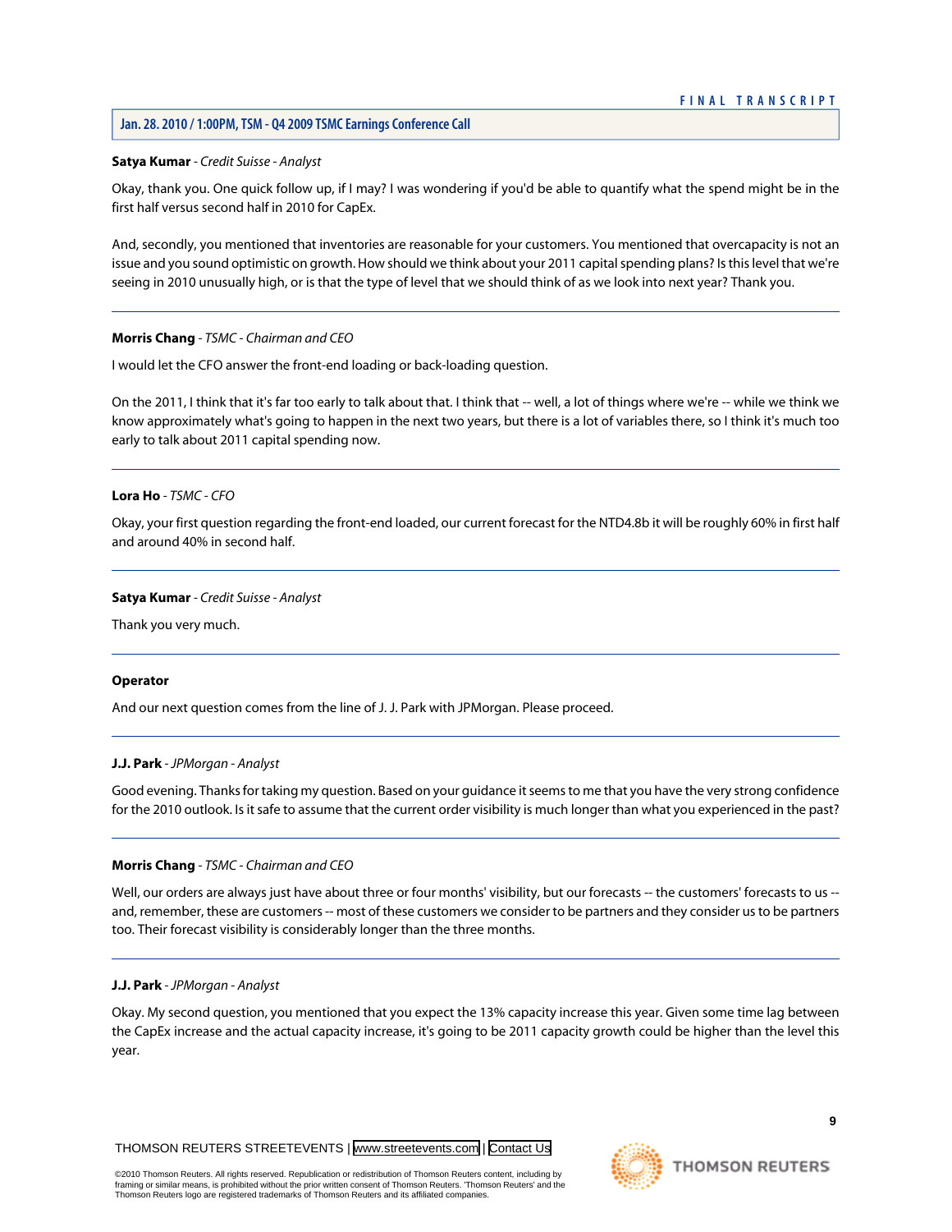**Satya Kumar** - *Credit Suisse - Analyst*

Okay, thank you. One quick follow up, if I may? I was wondering if you'd be able to quantify what the spend might be in the first half versus second half in 2010 for CapEx.

And, secondly, you mentioned that inventories are reasonable for your customers. You mentioned that overcapacity is not an issue and you sound optimistic on growth. How should we think about your 2011 capital spending plans? Is this level that we're seeing in 2010 unusually high, or is that the type of level that we should think of as we look into next year? Thank you.

---

**Morris Chang** - *TSMC - Chairman and CEO*

I would let the CFO answer the front-end loading or back-loading question.

On the 2011, I think that it's far too early to talk about that. I think that -- well, a lot of things where we're -- while we think we know approximately what's going to happen in the next two years, but there is a lot of variables there, so I think it's much too early to talk about 2011 capital spending now.

---

**Lora Ho** - *TSMC - CFO*

Okay, your first question regarding the front-end loaded, our current forecast for the NTD4.8b it will be roughly 60% in first half and around 40% in second half.

---

**Satya Kumar** - *Credit Suisse - Analyst*

Thank you very much.

---

**Operator**

And our next question comes from the line of J. J. Park with JPMorgan. Please proceed.

---

**J.J. Park** - *JPMorgan - Analyst*

Good evening. Thanks for taking my question. Based on your guidance it seems to me that you have the very strong confidence for the 2010 outlook. Is it safe to assume that the current order visibility is much longer than what you experienced in the past?

---

**Morris Chang** - *TSMC - Chairman and CEO*

Well, our orders are always just have about three or four months' visibility, but our forecasts -- the customers' forecasts to us -- and, remember, these are customers -- most of these customers we consider to be partners and they consider us to be partners too. Their forecast visibility is considerably longer than the three months.

---

**J.J. Park** - *JPMorgan - Analyst*

Okay. My second question, you mentioned that you expect the 13% capacity increase this year. Given some time lag between the CapEx increase and the actual capacity increase, it's going to be 2011 capacity growth could be higher than the level this year.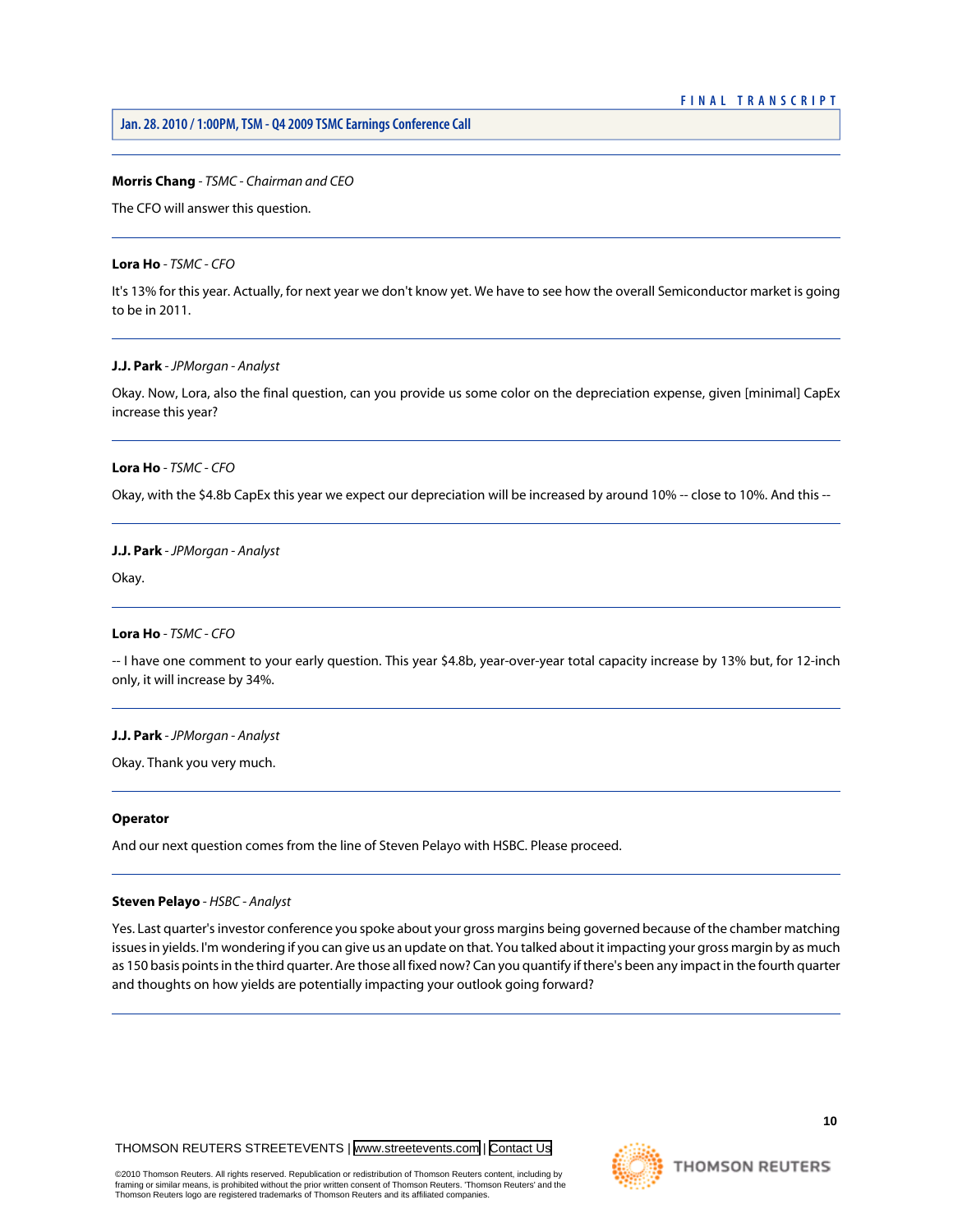**Morris Chang** - *TSMC - Chairman and CEO*

The CFO will answer this question.

---

**Lora Ho** - *TSMC - CFO*

It's 13% for this year. Actually, for next year we don't know yet. We have to see how the overall Semiconductor market is going to be in 2011.

---

**J.J. Park** - *JPMorgan - Analyst*

Okay. Now, Lora, also the final question, can you provide us some color on the depreciation expense, given [minimal] CapEx increase this year?

---

**Lora Ho** - *TSMC - CFO*

Okay, with the $4.8b CapEx this year we expect our depreciation will be increased by around 10% -- close to 10%. And this --

---

**J.J. Park** - *JPMorgan - Analyst*

Okay.

---

**Lora Ho** - *TSMC - CFO*

-- I have one comment to your early question. This year $4.8b, year-over-year total capacity increase by 13% but, for 12-inch only, it will increase by 34%.

---

**J.J. Park** - *JPMorgan - Analyst*

Okay. Thank you very much.

---

**Operator**

And our next question comes from the line of Steven Pelayo with HSBC. Please proceed.

---

**Steven Pelayo** - *HSBC - Analyst*

Yes. Last quarter's investor conference you spoke about your gross margins being governed because of the chamber matching issues in yields. I'm wondering if you can give us an update on that. You talked about it impacting your gross margin by as much as 150 basis points in the third quarter. Are those all fixed now? Can you quantify if there's been any impact in the fourth quarter and thoughts on how yields are potentially impacting your outlook going forward?

---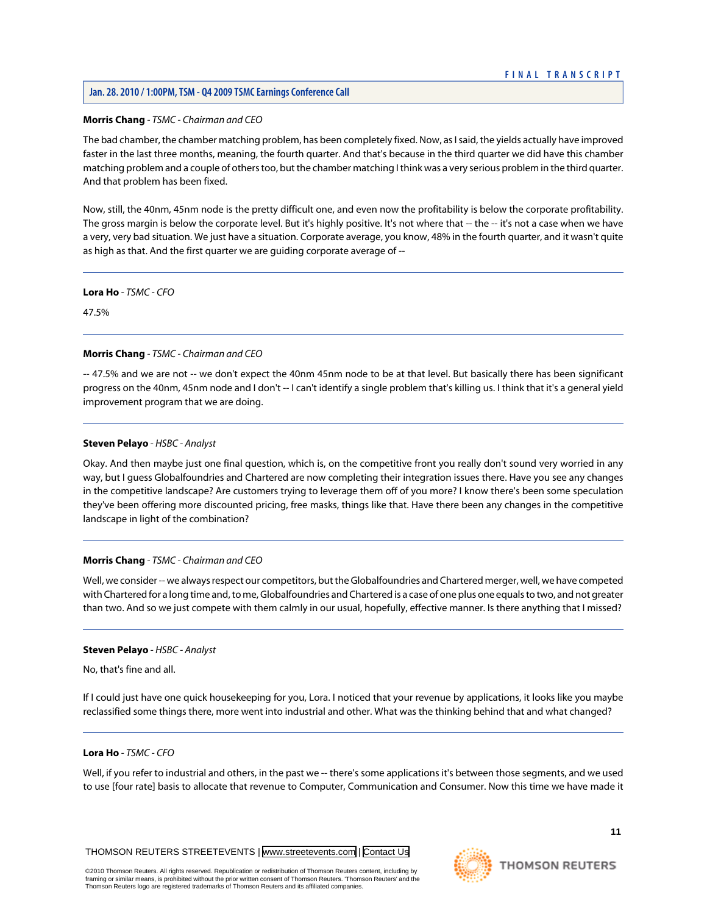**Morris Chang** - *TSMC - Chairman and CEO*

The bad chamber, the chamber matching problem, has been completely fixed. Now, as I said, the yields actually have improved faster in the last three months, meaning, the fourth quarter. And that's because in the third quarter we did have this chamber matching problem and a couple of others too, but the chamber matching I think was a very serious problem in the third quarter. And that problem has been fixed.

Now, still, the 40nm, 45nm node is the pretty difficult one, and even now the profitability is below the corporate profitability. The gross margin is below the corporate level. But it's highly positive. It's not where that -- the -- it's not a case when we have a very, very bad situation. We just have a situation. Corporate average, you know, 48% in the fourth quarter, and it wasn't quite as high as that. And the first quarter we are guiding corporate average of --

---

**Lora Ho** - *TSMC - CFO*

47.5%

---

**Morris Chang** - *TSMC - Chairman and CEO*

-- 47.5% and we are not -- we don't expect the 40nm 45nm node to be at that level. But basically there has been significant progress on the 40nm, 45nm node and I don't -- I can't identify a single problem that's killing us. I think that it's a general yield improvement program that we are doing.

---

**Steven Pelayo** - *HSBC - Analyst*

Okay. And then maybe just one final question, which is, on the competitive front you really don't sound very worried in any way, but I guess Globalfoundries and Chartered are now completing their integration issues there. Have you see any changes in the competitive landscape? Are customers trying to leverage them off of you more? I know there's been some speculation they've been offering more discounted pricing, free masks, things like that. Have there been any changes in the competitive landscape in light of the combination?

---

**Morris Chang** - *TSMC - Chairman and CEO*

Well, we consider -- we always respect our competitors, but the Globalfoundries and Chartered merger, well, we have competed with Chartered for a long time and, to me, Globalfoundries and Chartered is a case of one plus one equals to two, and not greater than two. And so we just compete with them calmly in our usual, hopefully, effective manner. Is there anything that I missed?

---

**Steven Pelayo** - *HSBC - Analyst*

No, that's fine and all.

If I could just have one quick housekeeping for you, Lora. I noticed that your revenue by applications, it looks like you maybe reclassified some things there, more went into industrial and other. What was the thinking behind that and what changed?

---

**Lora Ho** - *TSMC - CFO*

Well, if you refer to industrial and others, in the past we -- there's some applications it's between those segments, and we used to use [four rate] basis to allocate that revenue to Computer, Communication and Consumer. Now this time we have made it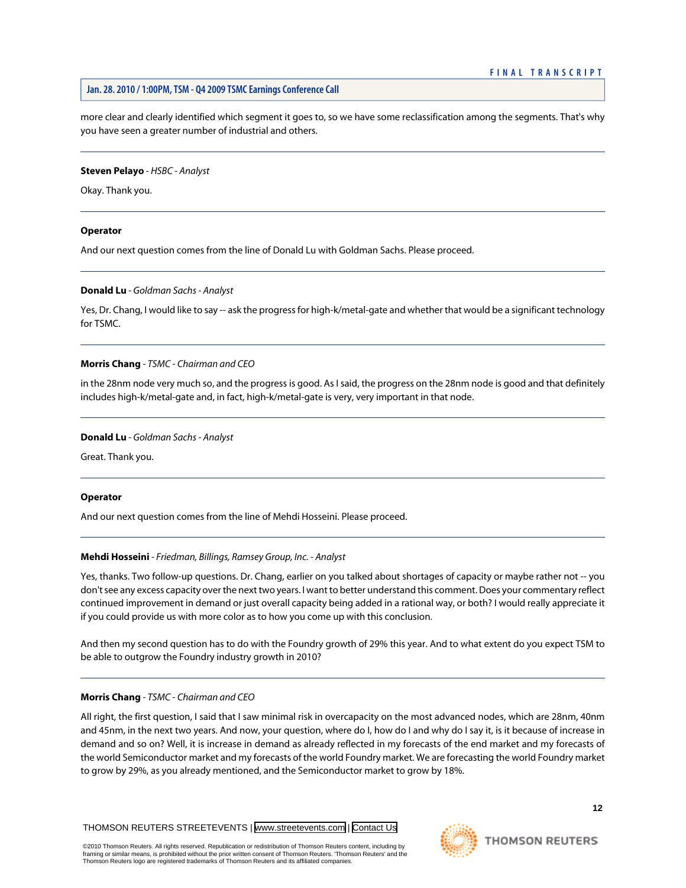more clear and clearly identified which segment it goes to, so we have some reclassification among the segments. That's why you have seen a greater number of industrial and others.

---

**Steven Pelayo** - *HSBC - Analyst*

Okay. Thank you.

---

**Operator**

And our next question comes from the line of Donald Lu with Goldman Sachs. Please proceed.

---

**Donald Lu** - *Goldman Sachs - Analyst*

Yes, Dr. Chang, I would like to say -- ask the progress for high-k/metal-gate and whether that would be a significant technology for TSMC.

---

**Morris Chang** - *TSMC - Chairman and CEO*

in the 28nm node very much so, and the progress is good. As I said, the progress on the 28nm node is good and that definitely includes high-k/metal-gate and, in fact, high-k/metal-gate is very, very important in that node.

---

**Donald Lu** - *Goldman Sachs - Analyst*

Great. Thank you.

---

**Operator**

And our next question comes from the line of Mehdi Hosseini. Please proceed.

---

**Mehdi Hosseini** - *Friedman, Billings, Ramsey Group, Inc. - Analyst*

Yes, thanks. Two follow-up questions. Dr. Chang, earlier on you talked about shortages of capacity or maybe rather not -- you don't see any excess capacity over the next two years. I want to better understand this comment. Does your commentary reflect continued improvement in demand or just overall capacity being added in a rational way, or both? I would really appreciate it if you could provide us with more color as to how you come up with this conclusion.

And then my second question has to do with the Foundry growth of 29% this year. And to what extent do you expect TSM to be able to outgrow the Foundry industry growth in 2010?

---

**Morris Chang** - *TSMC - Chairman and CEO*

All right, the first question, I said that I saw minimal risk in overcapacity on the most advanced nodes, which are 28nm, 40nm and 45nm, in the next two years. And now, your question, where do I, how do I and why do I say it, is it because of increase in demand and so on? Well, it is increase in demand as already reflected in my forecasts of the end market and my forecasts of the world Semiconductor market and my forecasts of the world Foundry market. We are forecasting the world Foundry market to grow by 29%, as you already mentioned, and the Semiconductor market to grow by 18%.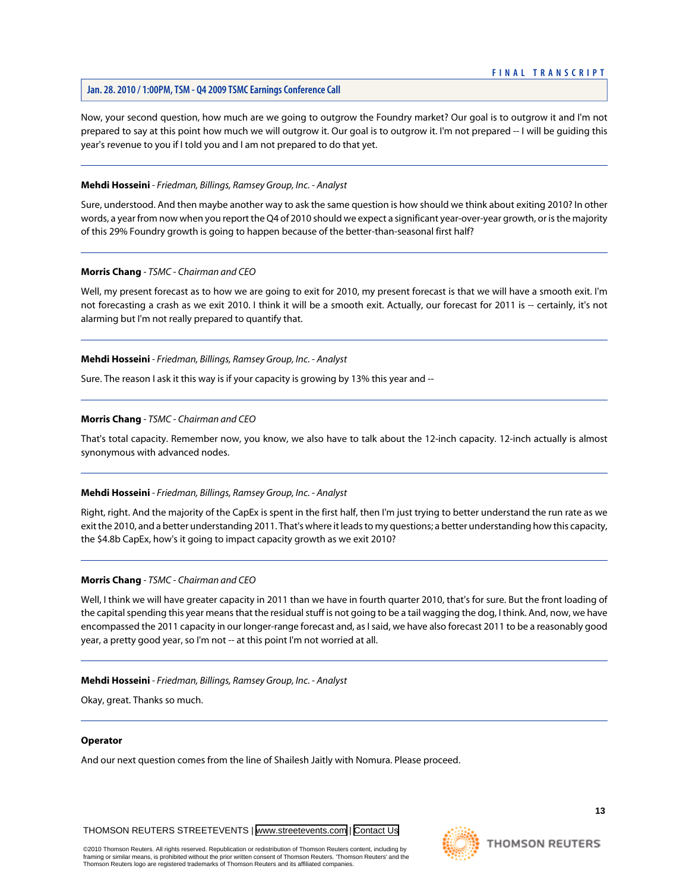Now, your second question, how much are we going to outgrow the Foundry market? Our goal is to outgrow it and I'm not prepared to say at this point how much we will outgrow it. Our goal is to outgrow it. I'm not prepared -- I will be guiding this year's revenue to you if I told you and I am not prepared to do that yet.

---

**Mehdi Hosseini** - *Friedman, Billings, Ramsey Group, Inc. - Analyst*

Sure, understood. And then maybe another way to ask the same question is how should we think about exiting 2010? In other words, a year from now when you report the Q4 of 2010 should we expect a significant year-over-year growth, or is the majority of this 29% Foundry growth is going to happen because of the better-than-seasonal first half?

---

**Morris Chang** - *TSMC - Chairman and CEO*

Well, my present forecast as to how we are going to exit for 2010, my present forecast is that we will have a smooth exit. I'm not forecasting a crash as we exit 2010. I think it will be a smooth exit. Actually, our forecast for 2011 is -- certainly, it's not alarming but I'm not really prepared to quantify that.

---

**Mehdi Hosseini** - *Friedman, Billings, Ramsey Group, Inc. - Analyst*

Sure. The reason I ask it this way is if your capacity is growing by 13% this year and --

---

**Morris Chang** - *TSMC - Chairman and CEO*

That's total capacity. Remember now, you know, we also have to talk about the 12-inch capacity. 12-inch actually is almost synonymous with advanced nodes.

---

**Mehdi Hosseini** - *Friedman, Billings, Ramsey Group, Inc. - Analyst*

Right, right. And the majority of the CapEx is spent in the first half, then I'm just trying to better understand the run rate as we exit the 2010, and a better understanding 2011. That's where it leads to my questions; a better understanding how this capacity, the $4.8b CapEx, how's it going to impact capacity growth as we exit 2010?

---

**Morris Chang** - *TSMC - Chairman and CEO*

Well, I think we will have greater capacity in 2011 than we have in fourth quarter 2010, that's for sure. But the front loading of the capital spending this year means that the residual stuff is not going to be a tail wagging the dog, I think. And, now, we have encompassed the 2011 capacity in our longer-range forecast and, as I said, we have also forecast 2011 to be a reasonably good year, a pretty good year, so I'm not -- at this point I'm not worried at all.

---

**Mehdi Hosseini** - *Friedman, Billings, Ramsey Group, Inc. - Analyst*

Okay, great. Thanks so much.

---

**Operator**

And our next question comes from the line of Shailesh Jaitly with Nomura. Please proceed.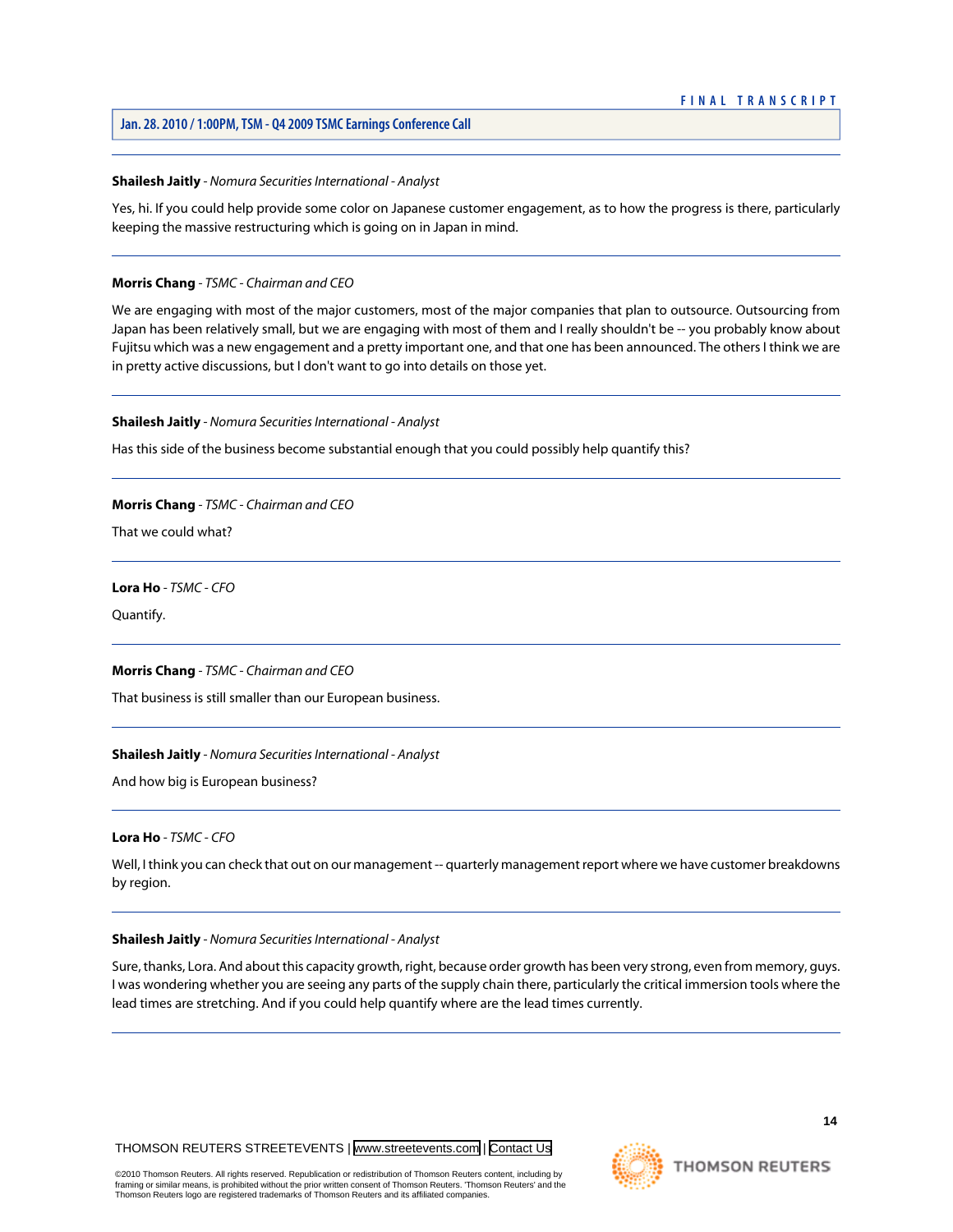**Shailesh Jaitly** - *Nomura Securities International - Analyst*

Yes, hi. If you could help provide some color on Japanese customer engagement, as to how the progress is there, particularly keeping the massive restructuring which is going on in Japan in mind.

---

**Morris Chang** - *TSMC - Chairman and CEO*

We are engaging with most of the major customers, most of the major companies that plan to outsource. Outsourcing from Japan has been relatively small, but we are engaging with most of them and I really shouldn't be -- you probably know about Fujitsu which was a new engagement and a pretty important one, and that one has been announced. The others I think we are in pretty active discussions, but I don't want to go into details on those yet.

---

**Shailesh Jaitly** - *Nomura Securities International - Analyst*

Has this side of the business become substantial enough that you could possibly help quantify this?

---

**Morris Chang** - *TSMC - Chairman and CEO*

That we could what?

---

**Lora Ho** - *TSMC - CFO*

Quantify.

---

**Morris Chang** - *TSMC - Chairman and CEO*

That business is still smaller than our European business.

---

**Shailesh Jaitly** - *Nomura Securities International - Analyst*

And how big is European business?

---

**Lora Ho** - *TSMC - CFO*

Well, I think you can check that out on our management -- quarterly management report where we have customer breakdowns by region.

---

**Shailesh Jaitly** - *Nomura Securities International - Analyst*

Sure, thanks, Lora. And about this capacity growth, right, because order growth has been very strong, even from memory, guys. I was wondering whether you are seeing any parts of the supply chain there, particularly the critical immersion tools where the lead times are stretching. And if you could help quantify where are the lead times currently.

---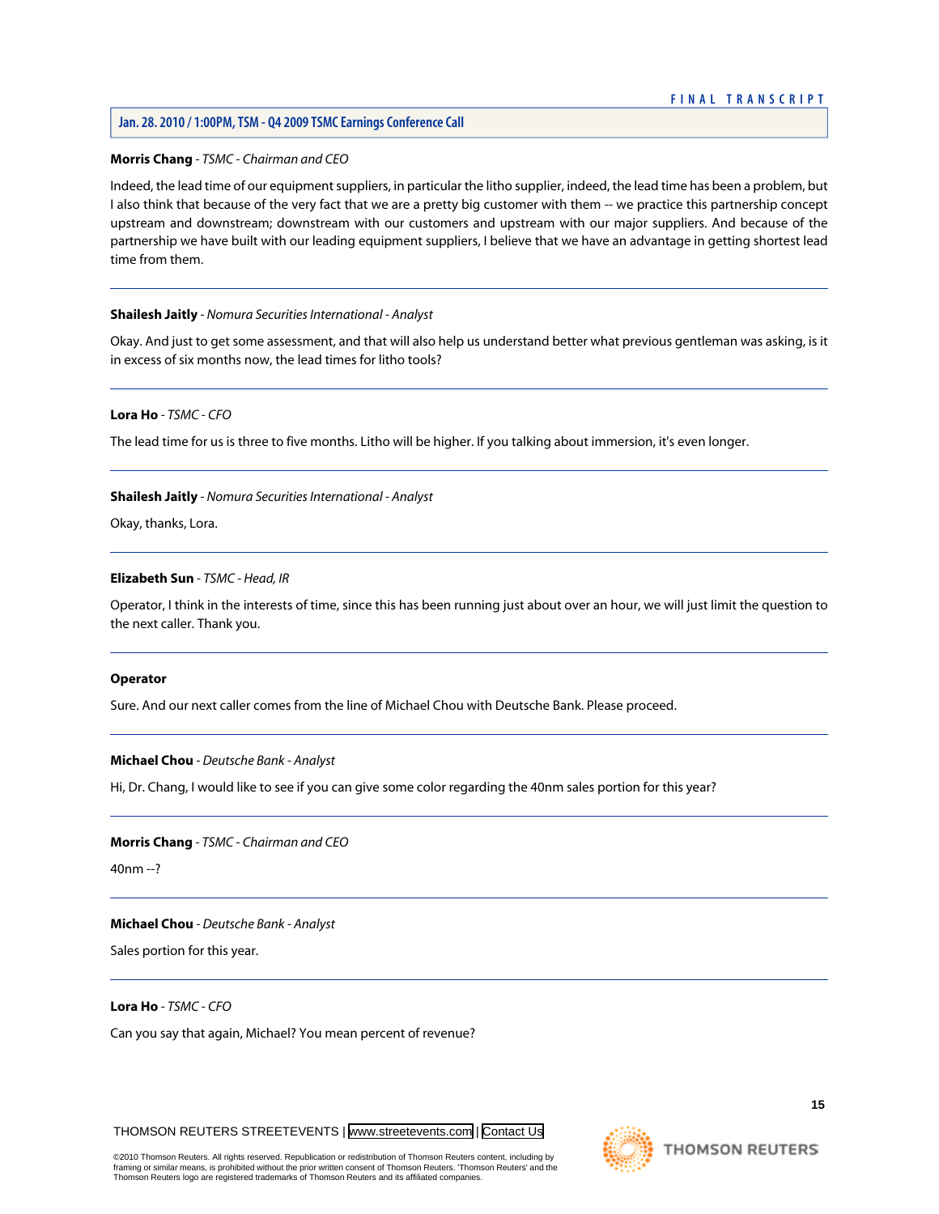**Morris Chang** - *TSMC - Chairman and CEO*

Indeed, the lead time of our equipment suppliers, in particular the litho supplier, indeed, the lead time has been a problem, but I also think that because of the very fact that we are a pretty big customer with them -- we practice this partnership concept upstream and downstream; downstream with our customers and upstream with our major suppliers. And because of the partnership we have built with our leading equipment suppliers, I believe that we have an advantage in getting shortest lead time from them.

---

**Shailesh Jaitly** - *Nomura Securities International - Analyst*

Okay. And just to get some assessment, and that will also help us understand better what previous gentleman was asking, is it in excess of six months now, the lead times for litho tools?

---

**Lora Ho** - *TSMC - CFO*

The lead time for us is three to five months. Litho will be higher. If you talking about immersion, it's even longer.

---

**Shailesh Jaitly** - *Nomura Securities International - Analyst*

Okay, thanks, Lora.

---

**Elizabeth Sun** - *TSMC - Head, IR*

Operator, I think in the interests of time, since this has been running just about over an hour, we will just limit the question to the next caller. Thank you.

---

**Operator**

Sure. And our next caller comes from the line of Michael Chou with Deutsche Bank. Please proceed.

---

**Michael Chou** - *Deutsche Bank - Analyst*

Hi, Dr. Chang, I would like to see if you can give some color regarding the 40nm sales portion for this year?

---

**Morris Chang** - *TSMC - Chairman and CEO*

40nm --?

---

**Michael Chou** - *Deutsche Bank - Analyst*

Sales portion for this year.

---

**Lora Ho** - *TSMC - CFO*

Can you say that again, Michael? You mean percent of revenue?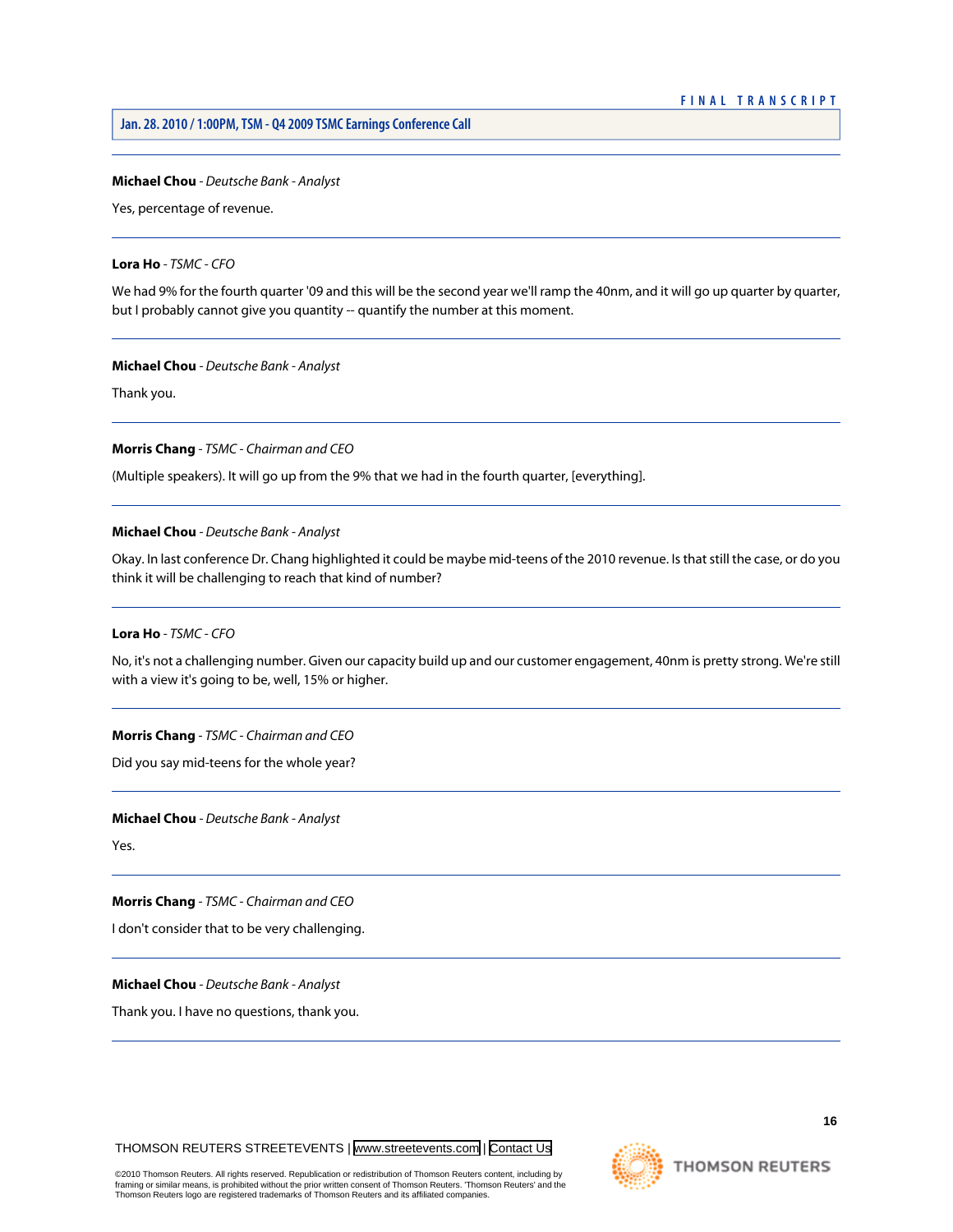**Michael Chou** - *Deutsche Bank - Analyst*

Yes, percentage of revenue.

---

**Lora Ho** - *TSMC - CFO*

We had 9% for the fourth quarter '09 and this will be the second year we'll ramp the 40nm, and it will go up quarter by quarter, but I probably cannot give you quantity -- quantify the number at this moment.

---

**Michael Chou** - *Deutsche Bank - Analyst*

Thank you.

---

**Morris Chang** - *TSMC - Chairman and CEO*

(Multiple speakers). It will go up from the 9% that we had in the fourth quarter, [everything].

---

**Michael Chou** - *Deutsche Bank - Analyst*

Okay. In last conference Dr. Chang highlighted it could be maybe mid-teens of the 2010 revenue. Is that still the case, or do you think it will be challenging to reach that kind of number?

---

**Lora Ho** - *TSMC - CFO*

No, it's not a challenging number. Given our capacity build up and our customer engagement, 40nm is pretty strong. We're still with a view it's going to be, well, 15% or higher.

---

**Morris Chang** - *TSMC - Chairman and CEO*

Did you say mid-teens for the whole year?

---

**Michael Chou** - *Deutsche Bank - Analyst*

Yes.

---

**Morris Chang** - *TSMC - Chairman and CEO*

I don't consider that to be very challenging.

---

**Michael Chou** - *Deutsche Bank - Analyst*

Thank you. I have no questions, thank you.

---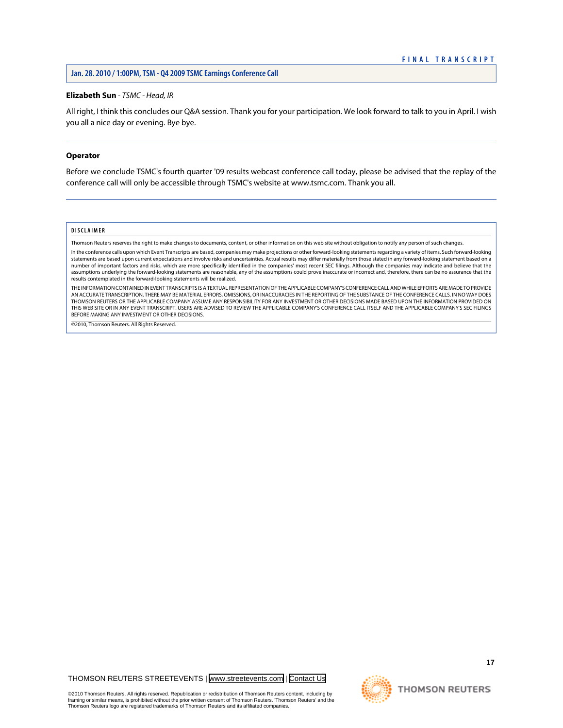**Elizabeth Sun** - *TSMC - Head, IR*

All right, I think this concludes our Q&A session. Thank you for your participation. We look forward to talk to you in April. I wish you all a nice day or evening. Bye bye.

---

**Operator**

Before we conclude TSMC's fourth quarter '09 results webcast conference call today, please be advised that the replay of the conference call will only be accessible through TSMC's website at www.tsmc.com. Thank you all.

---

**DISCLAIMER**

Thomson Reuters reserves the right to make changes to documents, content, or other information on this web site without obligation to notify any person of such changes.

In the conference calls upon which Event Transcripts are based, companies may make projections or other forward-looking statements regarding a variety of items. Such forward-looking statements are based upon current expectations and involve risks and uncertainties. Actual results may differ materially from those stated in any forward-looking statement based on a number of important factors and risks, which are more specifically identified in the companies' most recent SEC filings. Although the companies may indicate and believe that the assumptions underlying the forward-looking statements are reasonable, any of the assumptions could prove inaccurate or incorrect and, therefore, there can be no assurance that the results contemplated in the forward-looking statements will be realized.

THE INFORMATION CONTAINED IN EVENT TRANSCRIPTS IS A TEXTUAL REPRESENTATION OF THE APPLICABLE COMPANY'S CONFERENCE CALL AND WHILE EFFORTS ARE MADE TO PROVIDE AN ACCURATE TRANSCRIPTION, THERE MAY BE MATERIAL ERRORS, OMISSIONS, OR INACCURACIES IN THE REPORTING OF THE SUBSTANCE OF THE CONFERENCE CALLS. IN NO WAY DOES THOMSON REUTERS OR THE APPLICABLE COMPANY ASSUME ANY RESPONSIBILITY FOR ANY INVESTMENT OR OTHER DECISIONS MADE BASED UPON THE INFORMATION PROVIDED ON THIS WEB SITE OR IN ANY EVENT TRANSCRIPT. USERS ARE ADVISED TO REVIEW THE APPLICABLE COMPANY'S CONFERENCE CALL ITSELF AND THE APPLICABLE COMPANY'S SEC FILINGS BEFORE MAKING ANY INVESTMENT OR OTHER DECISIONS.

©2010, Thomson Reuters. All Rights Reserved.